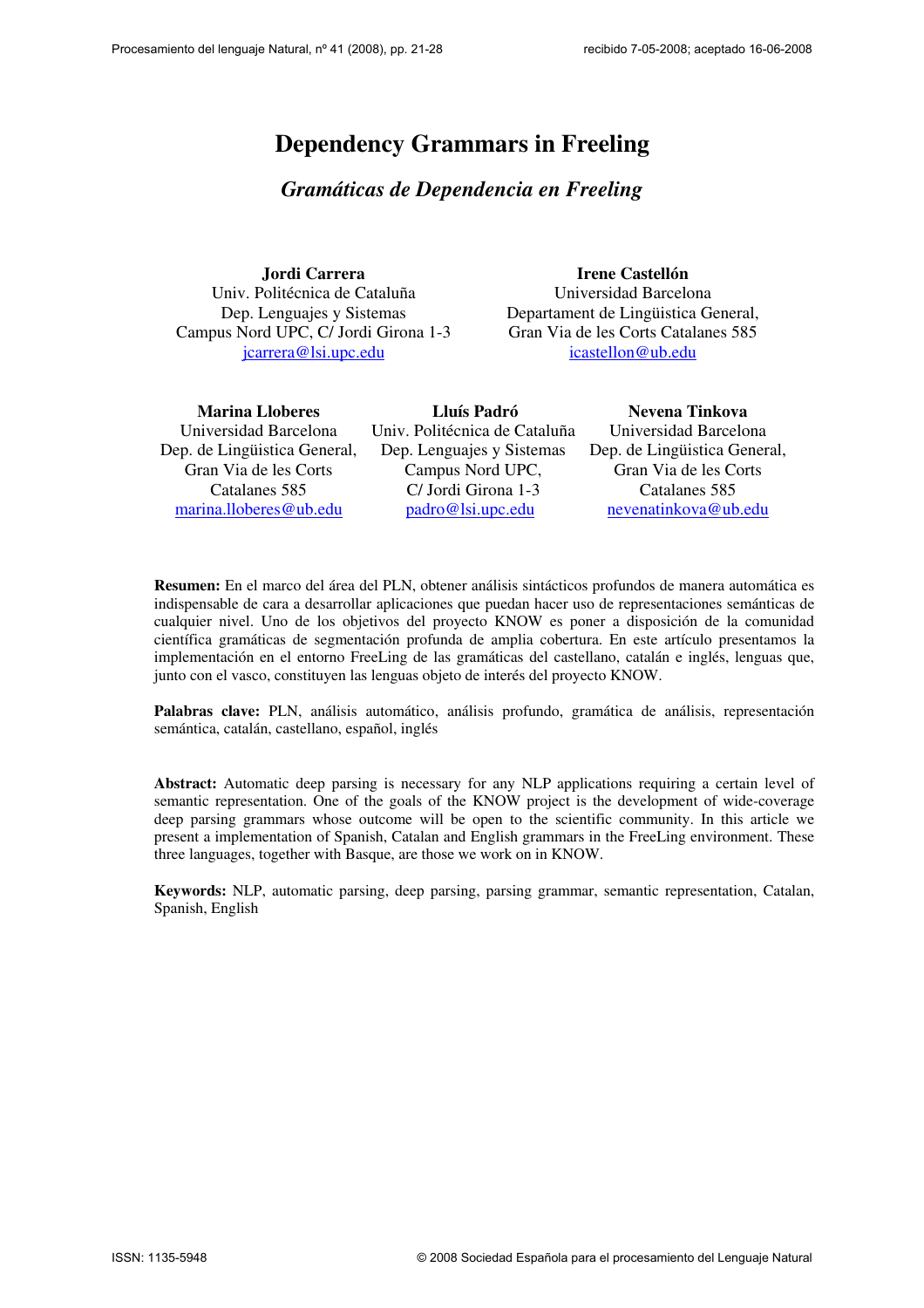# Dependency Grammars in Freeling

## *Gramáticas de Dependencia en Freeling*

**Jordi Carrera**
Univ. Politécnica de Cataluña
Dep. Lenguajes y Sistemas
Campus Nord UPC, C/ Jordi Girona 1-3
jcarrera@lsi.upc.edu

**Irene Castellón**
Universidad Barcelona
Departament de Lingüística General,
Gran Via de les Corts Catalanes 585
icastellon@ub.edu

**Marina Lloberes**
Universidad Barcelona
Dep. de Lingüística General,
Gran Via de les Corts
Catalanes 585
marina.lloberes@ub.edu

**Lluís Padró**
Univ. Politécnica de Cataluña
Dep. Lenguajes y Sistemas
Campus Nord UPC,
C/ Jordi Girona 1-3
padro@lsi.upc.edu

**Nevena Tinkova**
Universidad Barcelona
Dep. de Lingüística General,
Gran Via de les Corts
Catalanes 585
nevenatinkova@ub.edu

**Resumen:** En el marco del área del PLN, obtener análisis sintácticos profundos de manera automática es indispensable de cara a desarrollar aplicaciones que puedan hacer uso de representaciones semánticas de cualquier nivel. Uno de los objetivos del proyecto KNOW es poner a disposición de la comunidad científica gramáticas de segmentación profunda de amplia cobertura. En este artículo presentamos la implementación en el entorno FreeLing de las gramáticas del castellano, catalán e inglés, lenguas que, junto con el vasco, constituyen las lenguas objeto de interés del proyecto KNOW.

**Palabras clave:** PLN, análisis automático, análisis profundo, gramática de análisis, representación semántica, catalán, castellano, español, inglés

**Abstract:** Automatic deep parsing is necessary for any NLP applications requiring a certain level of semantic representation. One of the goals of the KNOW project is the development of wide-coverage deep parsing grammars whose outcome will be open to the scientific community. In this article we present a implementation of Spanish, Catalan and English grammars in the FreeLing environment. These three languages, together with Basque, are those we work on in KNOW.

**Keywords:** NLP, automatic parsing, deep parsing, parsing grammar, semantic representation, Catalan, Spanish, English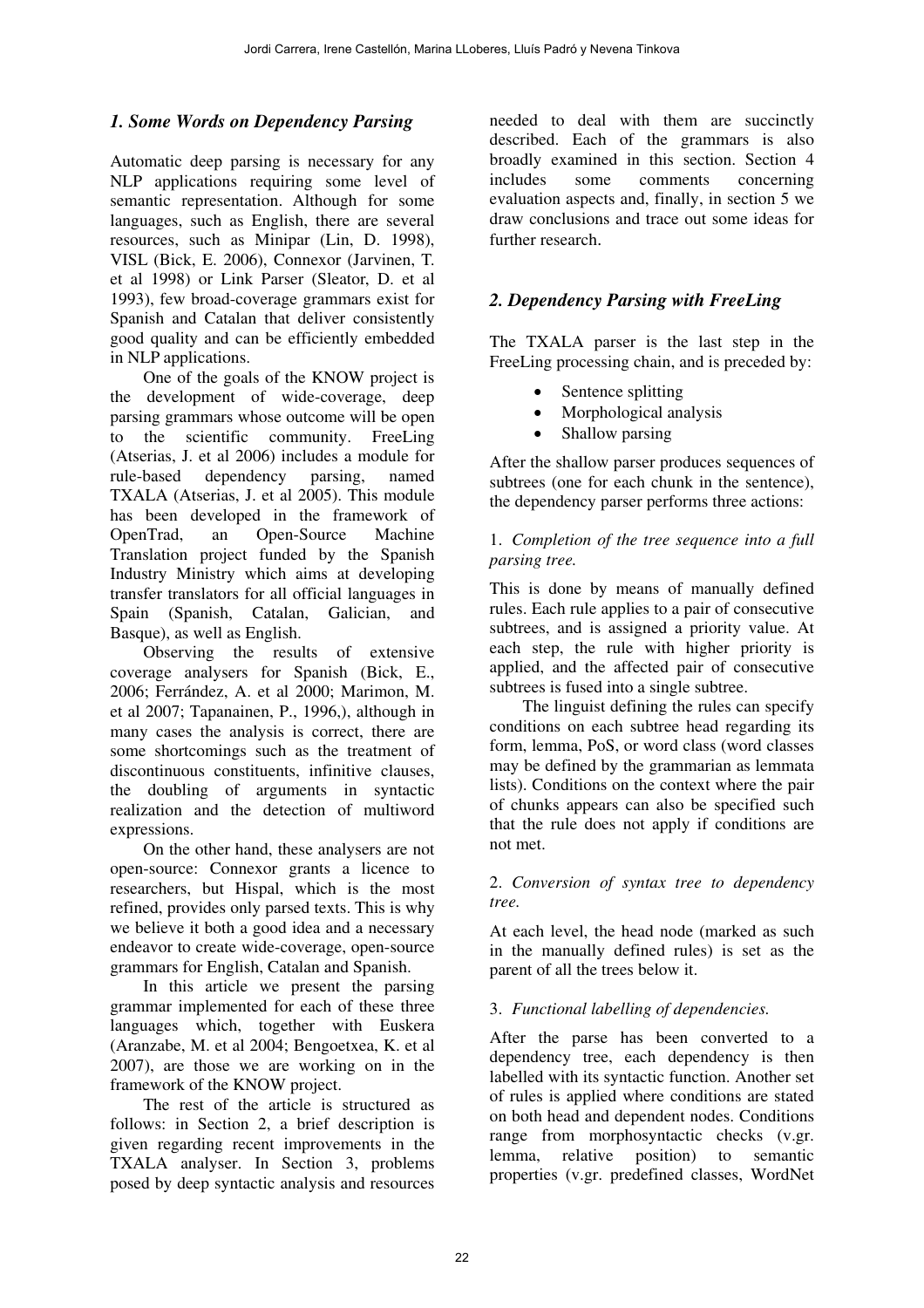## *1. Some Words on Dependency Parsing*

Automatic deep parsing is necessary for any NLP applications requiring some level of semantic representation. Although for some languages, such as English, there are several resources, such as Minipar (Lin, D. 1998), VISL (Bick, E. 2006), Connexor (Jarvinen, T. et al 1998) or Link Parser (Sleator, D. et al 1993), few broad-coverage grammars exist for Spanish and Catalan that deliver consistently good quality and can be efficiently embedded in NLP applications.

One of the goals of the KNOW project is the development of wide-coverage, deep parsing grammars whose outcome will be open to the scientific community. FreeLing (Atserias, J. et al 2006) includes a module for rule-based dependency parsing, named TXALA (Atserias, J. et al 2005). This module has been developed in the framework of OpenTrad, an Open-Source Machine Translation project funded by the Spanish Industry Ministry which aims at developing transfer translators for all official languages in Spain (Spanish, Catalan, Galician, and Basque), as well as English.

Observing the results of extensive coverage analysers for Spanish (Bick, E., 2006; Ferrández, A. et al 2000; Marimon, M. et al 2007; Tapanainen, P., 1996,), although in many cases the analysis is correct, there are some shortcomings such as the treatment of discontinuous constituents, infinitive clauses, the doubling of arguments in syntactic realization and the detection of multiword expressions.

On the other hand, these analysers are not open-source: Connexor grants a licence to researchers, but Hispal, which is the most refined, provides only parsed texts. This is why we believe it both a good idea and a necessary endeavor to create wide-coverage, open-source grammars for English, Catalan and Spanish.

In this article we present the parsing grammar implemented for each of these three languages which, together with Euskera (Aranzabe, M. et al 2004; Bengoetxea, K. et al 2007), are those we are working on in the framework of the KNOW project.

The rest of the article is structured as follows: in Section 2, a brief description is given regarding recent improvements in the TXALA analyser. In Section 3, problems posed by deep syntactic analysis and resources needed to deal with them are succinctly described. Each of the grammars is also broadly examined in this section. Section 4 includes some comments concerning evaluation aspects and, finally, in section 5 we draw conclusions and trace out some ideas for further research.

## *2. Dependency Parsing with FreeLing*

The TXALA parser is the last step in the FreeLing processing chain, and is preceded by:

- Sentence splitting
- Morphological analysis
- Shallow parsing

After the shallow parser produces sequences of subtrees (one for each chunk in the sentence), the dependency parser performs three actions:

1. *Completion of the tree sequence into a full parsing tree.*

This is done by means of manually defined rules. Each rule applies to a pair of consecutive subtrees, and is assigned a priority value. At each step, the rule with higher priority is applied, and the affected pair of consecutive subtrees is fused into a single subtree.

The linguist defining the rules can specify conditions on each subtree head regarding its form, lemma, PoS, or word class (word classes may be defined by the grammarian as lemmata lists). Conditions on the context where the pair of chunks appears can also be specified such that the rule does not apply if conditions are not met.

2. *Conversion of syntax tree to dependency tree.*

At each level, the head node (marked as such in the manually defined rules) is set as the parent of all the trees below it.

3. *Functional labelling of dependencies.*

After the parse has been converted to a dependency tree, each dependency is then labelled with its syntactic function. Another set of rules is applied where conditions are stated on both head and dependent nodes. Conditions range from morphosyntactic checks (v.gr. lemma, relative position) to semantic properties (v.gr. predefined classes, WordNet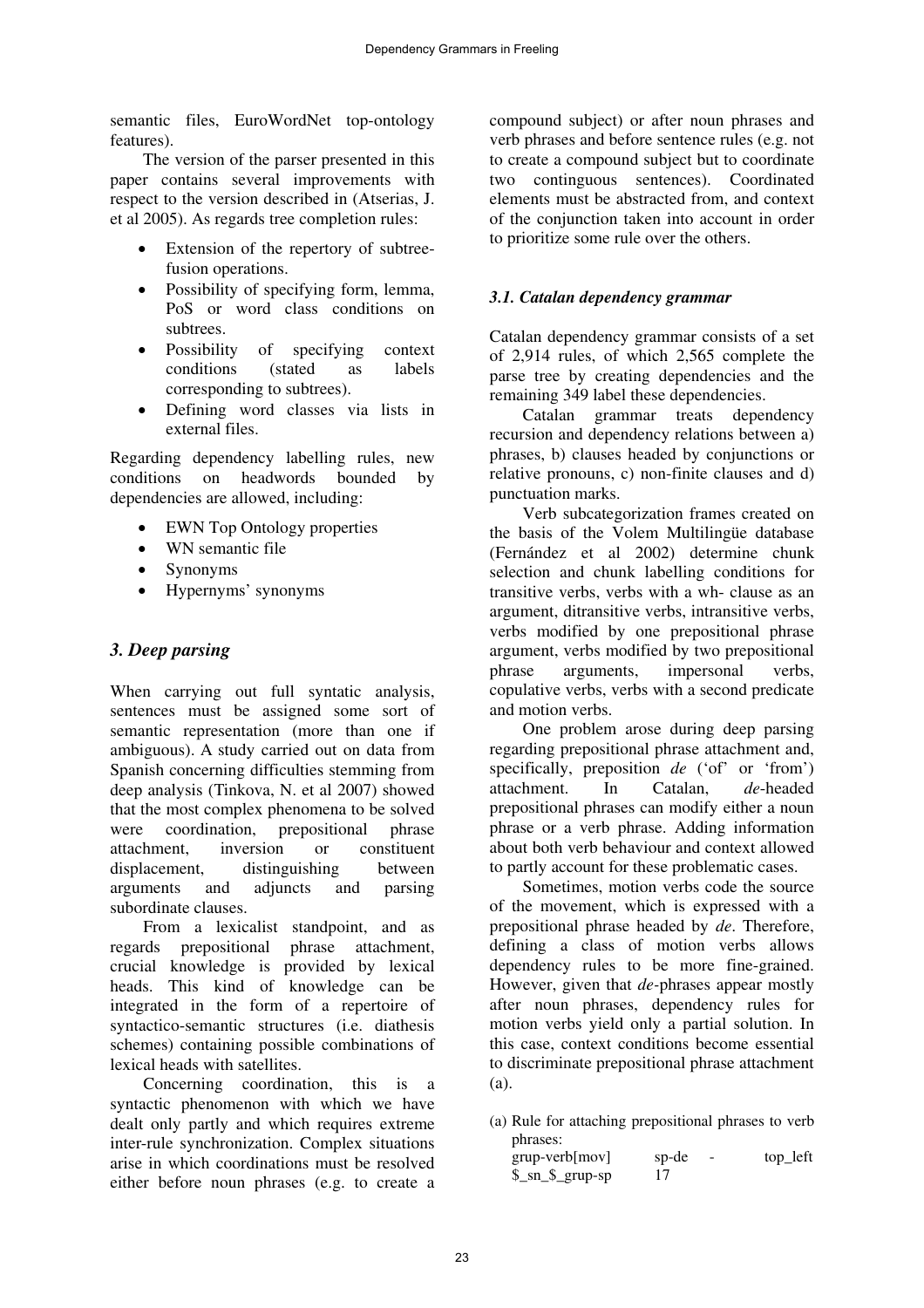semantic files, EuroWordNet top-ontology features).

The version of the parser presented in this paper contains several improvements with respect to the version described in (Atserias, J. et al 2005). As regards tree completion rules:

- Extension of the repertory of subtree-fusion operations.
- Possibility of specifying form, lemma, PoS or word class conditions on subtrees.
- Possibility of specifying context conditions (stated as labels corresponding to subtrees).
- Defining word classes via lists in external files.

Regarding dependency labelling rules, new conditions on headwords bounded by dependencies are allowed, including:

- EWN Top Ontology properties
- WN semantic file
- Synonyms
- Hypernyms' synonyms

## *3. Deep parsing*

When carrying out full syntatic analysis, sentences must be assigned some sort of semantic representation (more than one if ambiguous). A study carried out on data from Spanish concerning difficulties stemming from deep analysis (Tinkova, N. et al 2007) showed that the most complex phenomena to be solved were coordination, prepositional phrase attachment, inversion or constituent displacement, distinguishing between arguments and adjuncts and parsing subordinate clauses.

From a lexicalist standpoint, and as regards prepositional phrase attachment, crucial knowledge is provided by lexical heads. This kind of knowledge can be integrated in the form of a repertoire of syntactico-semantic structures (i.e. diathesis schemes) containing possible combinations of lexical heads with satellites.

Concerning coordination, this is a syntactic phenomenon with which we have dealt only partly and which requires extreme inter-rule synchronization. Complex situations arise in which coordinations must be resolved either before noun phrases (e.g. to create a compound subject) or after noun phrases and verb phrases and before sentence rules (e.g. not to create a compound subject but to coordinate two continguous sentences). Coordinated elements must be abstracted from, and context of the conjunction taken into account in order to prioritize some rule over the others.

### *3.1. Catalan dependency grammar*

Catalan dependency grammar consists of a set of 2,914 rules, of which 2,565 complete the parse tree by creating dependencies and the remaining 349 label these dependencies.

Catalan grammar treats dependency recursion and dependency relations between a) phrases, b) clauses headed by conjunctions or relative pronouns, c) non-finite clauses and d) punctuation marks.

Verb subcategorization frames created on the basis of the Volem Multilingüe database (Fernández et al 2002) determine chunk selection and chunk labelling conditions for transitive verbs, verbs with a wh- clause as an argument, ditransitive verbs, intransitive verbs, verbs modified by one prepositional phrase argument, verbs modified by two prepositional phrase arguments, impersonal verbs, copulative verbs, verbs with a second predicate and motion verbs.

One problem arose during deep parsing regarding prepositional phrase attachment and, specifically, preposition *de* ('of' or 'from') attachment. In Catalan, *de*-headed prepositional phrases can modify either a noun phrase or a verb phrase. Adding information about both verb behaviour and context allowed to partly account for these problematic cases.

Sometimes, motion verbs code the source of the movement, which is expressed with a prepositional phrase headed by *de*. Therefore, defining a class of motion verbs allows dependency rules to be more fine-grained. However, given that *de*-phrases appear mostly after noun phrases, dependency rules for motion verbs yield only a partial solution. In this case, context conditions become essential to discriminate prepositional phrase attachment (a).

(a) Rule for attaching prepositional phrases to verb phrases:

```
grup-verb[mov]      sp-de    -      top_left
$_sn_$_grup-sp      17
```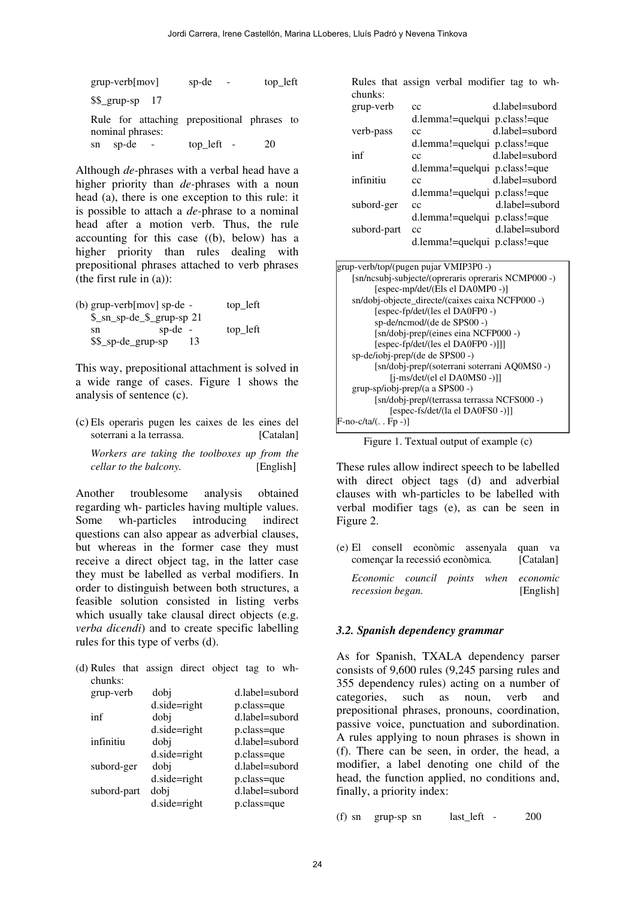```
grup-verb[mov]    sp-de   -      top_left
$$_grup-sp   17
```

Rule for attaching prepositional phrases to nominal phrases:

```
sn   sp-de   -     top_left  -      20
```

Although *de*-phrases with a verbal head have a higher priority than *de*-phrases with a noun head (a), there is one exception to this rule: it is possible to attach a *de*-phrase to a nominal head after a motion verb. Thus, the rule accounting for this case ((b), below) has a higher priority than rules dealing with prepositional phrases attached to verb phrases (the first rule in (a)):

```
(b) grup-verb[mov] sp-de -        top_left
    $_sn_sp-de_$_grup-sp 21
    sn              sp-de  -      top_left
    $$_sp-de_grup-sp      13
```

This way, prepositional attachment is solved in a wide range of cases. Figure 1 shows the analysis of sentence (c).

(c) Els operaris pugen les caixes de les eines del soterrani a la terrassa. [Catalan]

*Workers are taking the toolboxes up from the cellar to the balcony.* [English]

Another troublesome analysis obtained regarding wh- particles having multiple values. Some wh-particles introducing indirect questions can also appear as adverbial clauses, but whereas in the former case they must receive a direct object tag, in the latter case they must be labelled as verbal modifiers. In order to distinguish between both structures, a feasible solution consisted in listing verbs which usually take clausal direct objects (e.g. *verba dicendi*) and to create specific labelling rules for this type of verbs (d).

(d) Rules that assign direct object tag to wh-chunks:

```
grup-verb     dobj            d.label=subord
              d.side=right    p.class=que
inf           dobj            d.label=subord
              d.side=right    p.class=que
infinitiu     dobj            d.label=subord
              d.side=right    p.class=que
subord-ger    dobj            d.label=subord
              d.side=right    p.class=que
subord-part   dobj            d.label=subord
              d.side=right    p.class=que
```

Rules that assign verbal modifier tag to wh-chunks:

```
grup-verb     cc                          d.label=subord
              d.lemma!=que|qui  p.class!=que
verb-pass     cc                          d.label=subord
              d.lemma!=que|qui  p.class!=que
inf           cc                          d.label=subord
              d.lemma!=que|qui  p.class!=que
infinitiu     cc                          d.label=subord
              d.lemma!=que|qui  p.class!=que
subord-ger    cc                          d.label=subord
              d.lemma!=que|qui  p.class!=que
subord-part   cc                          d.label=subord
              d.lemma!=que|qui  p.class!=que
```

```
grup-verb/top/(pugen pujar VMIP3P0 -)
    [sn/ncsubj-subjecte/(opreraris opreraris NCMP000 -)
        [espec-mp/det/(Els el DA0MP0 -)]
    sn/dobj-objecte_directe/(caixes caixa NCFP000 -)
        [espec-fp/det/(les el DA0FP0 -)
        sp-de/ncmod/(de de SPS00 -)
        [sn/dobj-prep/(eines eina NCFP000 -)
        [espec-fp/det/(les el DA0FP0 -)]]]
    sp-de/iobj-prep/(de de SPS00 -)
        [sn/dobj-prep/(soterrani soterrani AQ0MS0 -)
            [j-ms/det/(el el DA0MS0 -)]]
    grup-sp/iobj-prep/(a a SPS00 -)
        [sn/dobj-prep/(terrassa terrassa NCFS000 -)
            [espec-fs/det/(la el DA0FS0 -)]]
F-no-c/ta/(. . Fp -)]
```

Figure 1. Textual output of example (c)

These rules allow indirect speech to be labelled with direct object tags (d) and adverbial clauses with wh-particles to be labelled with verbal modifier tags (e), as can be seen in Figure 2.

(e) El consell econòmic assenyala quan va començar la recessió econòmica. [Catalan]

*Economic council points when economic recession began.* [English]

### *3.2. Spanish dependency grammar*

As for Spanish, TXALA dependency parser consists of 9,600 rules (9,245 parsing rules and 355 dependency rules) acting on a number of categories, such as noun, verb and prepositional phrases, pronouns, coordination, passive voice, punctuation and subordination. A rules applying to noun phrases is shown in (f). There can be seen, in order, the head, a modifier, a label denoting one child of the head, the function applied, no conditions and, finally, a priority index:

```
(f) sn    grup-sp  sn        last_left  -        200
```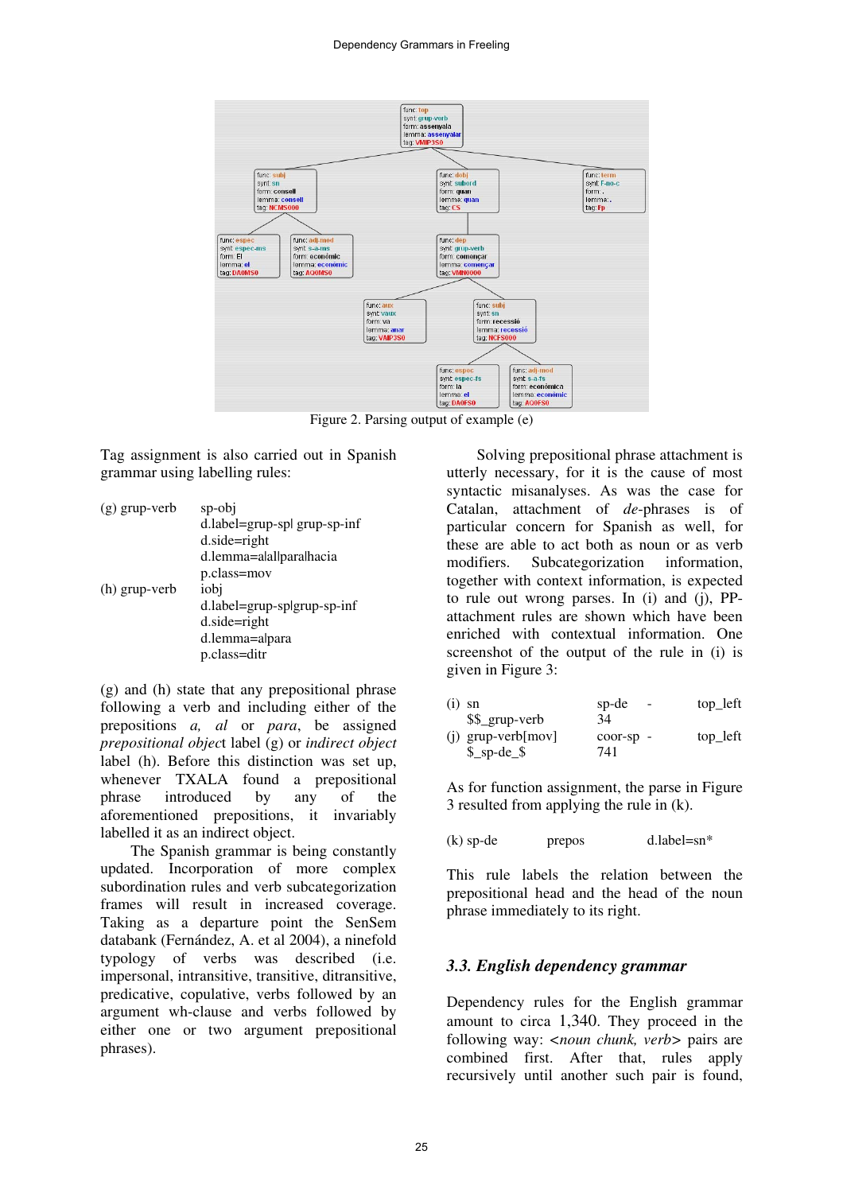Figure 2. Parsing output of example (e)

Tag assignment is also carried out in Spanish grammar using labelling rules:

```
(g) grup-verb    sp-obj
                 d.label=grup-sp| grup-sp-inf
                 d.side=right
                 d.lemma=a|al|para|hacia
                 p.class=mov
(h) grup-verb    iobj
                 d.label=grup-sp|grup-sp-inf
                 d.side=right
                 d.lemma=a|para
                 p.class=ditr
```

(g) and (h) state that any prepositional phrase following a verb and including either of the prepositions *a, al* or *para*, be assigned *prepositional object* label (g) or *indirect object* label (h). Before this distinction was set up, whenever TXALA found a prepositional phrase introduced by any of the aforementioned prepositions, it invariably labelled it as an indirect object.

The Spanish grammar is being constantly updated. Incorporation of more complex subordination rules and verb subcategorization frames will result in increased coverage. Taking as a departure point the SenSem databank (Fernández, A. et al 2004), a ninefold typology of verbs was described (i.e. impersonal, intransitive, transitive, ditransitive, predicative, copulative, verbs followed by an argument wh-clause and verbs followed by either one or two argument prepositional phrases).

Solving prepositional phrase attachment is utterly necessary, for it is the cause of most syntactic misanalyses. As was the case for Catalan, attachment of *de*-phrases is of particular concern for Spanish as well, for these are able to act both as noun or as verb modifiers. Subcategorization information, together with context information, is expected to rule out wrong parses. In (i) and (j), PP-attachment rules are shown which have been enriched with contextual information. One screenshot of the output of the rule in (i) is given in Figure 3:

```
(i) sn                  sp-de    -    top_left
    $$_grup-verb        34
(j) grup-verb[mov]      coor-sp  -    top_left
    $_sp-de_$           741
```

As for function assignment, the parse in Figure 3 resulted from applying the rule in (k).

```
(k) sp-de        prepos        d.label=sn*
```

This rule labels the relation between the prepositional head and the head of the noun phrase immediately to its right.

### *3.3. English dependency grammar*

Dependency rules for the English grammar amount to circa 1,340. They proceed in the following way: <*noun chunk, verb*> pairs are combined first. After that, rules apply recursively until another such pair is found,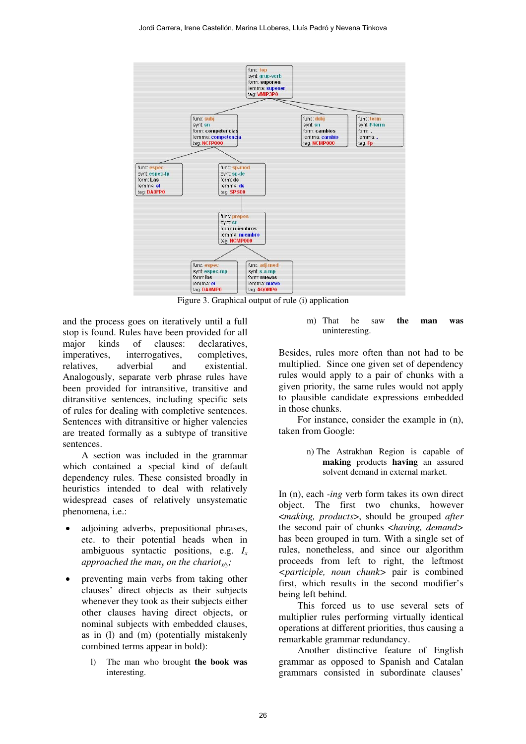Figure 3. Graphical output of rule (i) application

and the process goes on iteratively until a full stop is found. Rules have been provided for all major kinds of clauses: declaratives, imperatives, interrogatives, completives, relatives, adverbial and existential. Analogously, separate verb phrase rules have been provided for intransitive, transitive and ditransitive sentences, including specific sets of rules for dealing with completive sentences. Sentences with ditransitive or higher valencies are treated formally as a subtype of transitive sentences.

A section was included in the grammar which contained a special kind of default dependency rules. These consisted broadly in heuristics intended to deal with relatively widespread cases of relatively unsystematic phenomena, i.e.:

- adjoining adverbs, prepositional phrases, etc. to their potential heads when in ambiguous syntactic positions, e.g. $I_x$ *approached the man*$_y$ *on the chariot*$_{x/y}$*;*
- preventing main verbs from taking other clauses' direct objects as their subjects whenever they took as their subjects either other clauses having direct objects, or nominal subjects with embedded clauses, as in (l) and (m) (potentially mistakenly combined terms appear in bold):

l) The man who brought **the book was** interesting.

m) That he saw **the man was** uninteresting.

Besides, rules more often than not had to be multiplied. Since one given set of dependency rules would apply to a pair of chunks with a given priority, the same rules would not apply to plausible candidate expressions embedded in those chunks.

For instance, consider the example in (n), taken from Google:

n) The Astrakhan Region is capable of **making** products **having** an assured solvent demand in external market.

In (n), each *-ing* verb form takes its own direct object. The first two chunks, however <*making, products*>, should be grouped *after* the second pair of chunks <*having, demand*> has been grouped in turn. With a single set of rules, nonetheless, and since our algorithm proceeds from left to right, the leftmost <*participle, noun chunk*> pair is combined first, which results in the second modifier's being left behind.

This forced us to use several sets of multiplier rules performing virtually identical operations at different priorities, thus causing a remarkable grammar redundancy.

Another distinctive feature of English grammar as opposed to Spanish and Catalan grammars consisted in subordinate clauses'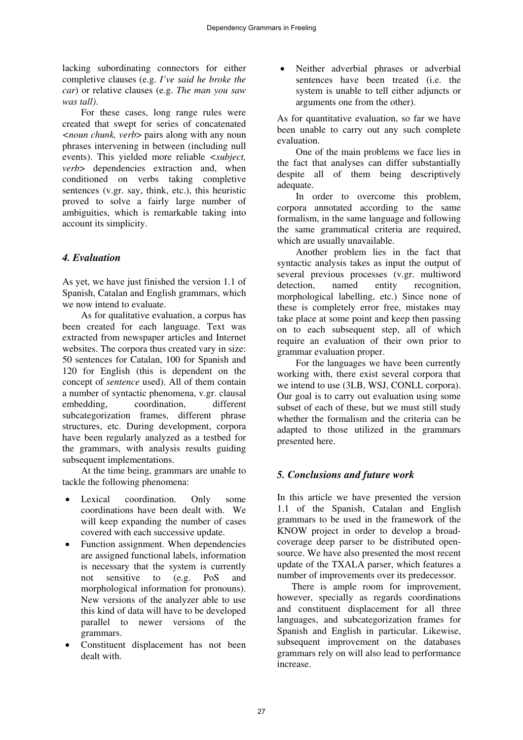lacking subordinating connectors for either completive clauses (e.g. *I've said he broke the car*) or relative clauses (e.g. *The man you saw was tall)*.

For these cases, long range rules were created that swept for series of concatenated <*noun chunk, verb*> pairs along with any noun phrases intervening in between (including null events). This yielded more reliable <*subject, verb*> dependencies extraction and, when conditioned on verbs taking completive sentences (v.gr. say, think, etc.), this heuristic proved to solve a fairly large number of ambiguities, which is remarkable taking into account its simplicity.

## *4. Evaluation*

As yet, we have just finished the version 1.1 of Spanish, Catalan and English grammars, which we now intend to evaluate.

As for qualitative evaluation, a corpus has been created for each language. Text was extracted from newspaper articles and Internet websites. The corpora thus created vary in size: 50 sentences for Catalan, 100 for Spanish and 120 for English (this is dependent on the concept of *sentence* used). All of them contain a number of syntactic phenomena, v.gr. clausal embedding, coordination, different subcategorization frames, different phrase structures, etc. During development, corpora have been regularly analyzed as a testbed for the grammars, with analysis results guiding subsequent implementations.

At the time being, grammars are unable to tackle the following phenomena:

- Lexical coordination. Only some coordinations have been dealt with. We will keep expanding the number of cases covered with each successive update.
- Function assignment. When dependencies are assigned functional labels, information is necessary that the system is currently not sensitive to (e.g. PoS and morphological information for pronouns). New versions of the analyzer able to use this kind of data will have to be developed parallel to newer versions of the grammars.
- Constituent displacement has not been dealt with.
- Neither adverbial phrases or adverbial sentences have been treated (i.e. the system is unable to tell either adjuncts or arguments one from the other).

As for quantitative evaluation, so far we have been unable to carry out any such complete evaluation.

One of the main problems we face lies in the fact that analyses can differ substantially despite all of them being descriptively adequate.

In order to overcome this problem, corpora annotated according to the same formalism, in the same language and following the same grammatical criteria are required, which are usually unavailable.

Another problem lies in the fact that syntactic analysis takes as input the output of several previous processes (v.gr. multiword detection, named entity recognition, morphological labelling, etc.) Since none of these is completely error free, mistakes may take place at some point and keep then passing on to each subsequent step, all of which require an evaluation of their own prior to grammar evaluation proper.

For the languages we have been currently working with, there exist several corpora that we intend to use (3LB, WSJ, CONLL corpora). Our goal is to carry out evaluation using some subset of each of these, but we must still study whether the formalism and the criteria can be adapted to those utilized in the grammars presented here.

## *5. Conclusions and future work*

In this article we have presented the version 1.1 of the Spanish, Catalan and English grammars to be used in the framework of the KNOW project in order to develop a broad-coverage deep parser to be distributed open-source. We have also presented the most recent update of the TXALA parser, which features a number of improvements over its predecessor.

There is ample room for improvement, however, specially as regards coordinations and constituent displacement for all three languages, and subcategorization frames for Spanish and English in particular. Likewise, subsequent improvement on the databases grammars rely on will also lead to performance increase.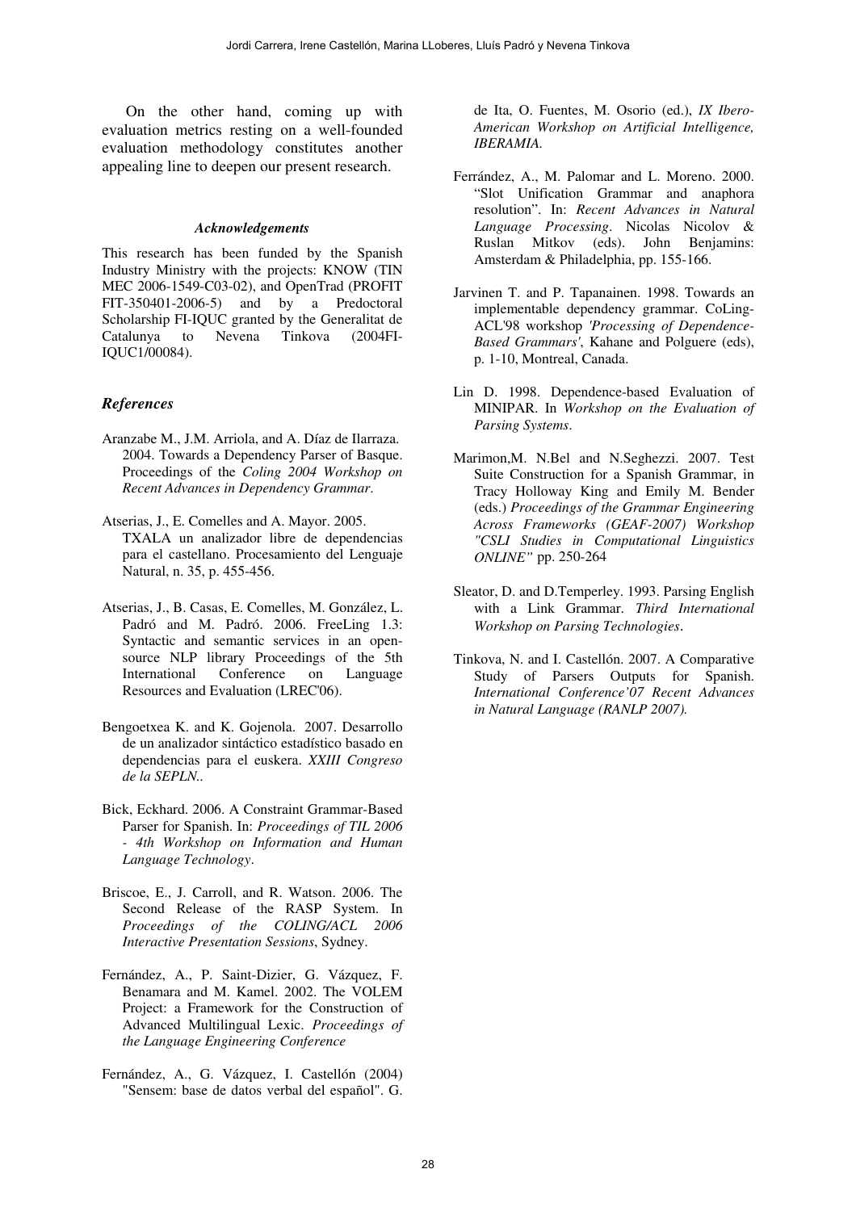On the other hand, coming up with evaluation metrics resting on a well-founded evaluation methodology constitutes another appealing line to deepen our present research.

### *Acknowledgements*

This research has been funded by the Spanish Industry Ministry with the projects: KNOW (TIN MEC 2006-1549-C03-02), and OpenTrad (PROFIT FIT-350401-2006-5) and by a Predoctoral Scholarship FI-IQUC granted by the Generalitat de Catalunya to Nevena Tinkova (2004FI-IQUC1/00084).

## *References*

Aranzabe M., J.M. Arriola, and A. Díaz de Ilarraza. 2004. Towards a Dependency Parser of Basque. Proceedings of the *Coling 2004 Workshop on Recent Advances in Dependency Grammar*.

Atserias, J., E. Comelles and A. Mayor. 2005. TXALA un analizador libre de dependencias para el castellano. Procesamiento del Lenguaje Natural, n. 35, p. 455-456.

Atserias, J., B. Casas, E. Comelles, M. González, L. Padró and M. Padró. 2006. FreeLing 1.3: Syntactic and semantic services in an open-source NLP library Proceedings of the 5th International Conference on Language Resources and Evaluation (LREC'06).

Bengoetxea K. and K. Gojenola. 2007. Desarrollo de un analizador sintáctico estadístico basado en dependencias para el euskera. *XXIII Congreso de la SEPLN.*.

Bick, Eckhard. 2006. A Constraint Grammar-Based Parser for Spanish. In: *Proceedings of TIL 2006 - 4th Workshop on Information and Human Language Technology*.

Briscoe, E., J. Carroll, and R. Watson. 2006. The Second Release of the RASP System. In *Proceedings of the COLING/ACL 2006 Interactive Presentation Sessions*, Sydney.

Fernández, A., P. Saint-Dizier, G. Vázquez, F. Benamara and M. Kamel. 2002. The VOLEM Project: a Framework for the Construction of Advanced Multilingual Lexic. *Proceedings of the Language Engineering Conference*

Fernández, A., G. Vázquez, I. Castellón (2004) "Sensem: base de datos verbal del español". G. de Ita, O. Fuentes, M. Osorio (ed.), *IX Ibero-American Workshop on Artificial Intelligence, IBERAMIA.*

Ferrández, A., M. Palomar and L. Moreno. 2000. "Slot Unification Grammar and anaphora resolution". In: *Recent Advances in Natural Language Processing*. Nicolas Nicolov & Ruslan Mitkov (eds). John Benjamins: Amsterdam & Philadelphia, pp. 155-166.

Jarvinen T. and P. Tapanainen. 1998. Towards an implementable dependency grammar. CoLing-ACL'98 workshop *'Processing of Dependence-Based Grammars'*, Kahane and Polguere (eds), p. 1-10, Montreal, Canada.

Lin D. 1998. Dependence-based Evaluation of MINIPAR. In *Workshop on the Evaluation of Parsing Systems*.

Marimon,M. N.Bel and N.Seghezzi. 2007. Test Suite Construction for a Spanish Grammar, in Tracy Holloway King and Emily M. Bender (eds.) *Proceedings of the Grammar Engineering Across Frameworks (GEAF-2007) Workshop "CSLI Studies in Computational Linguistics ONLINE"* pp. 250-264

Sleator, D. and D.Temperley. 1993. Parsing English with a Link Grammar. *Third International Workshop on Parsing Technologies*.

Tinkova, N. and I. Castellón. 2007. A Comparative Study of Parsers Outputs for Spanish. *International Conference'07 Recent Advances in Natural Language (RANLP 2007).*